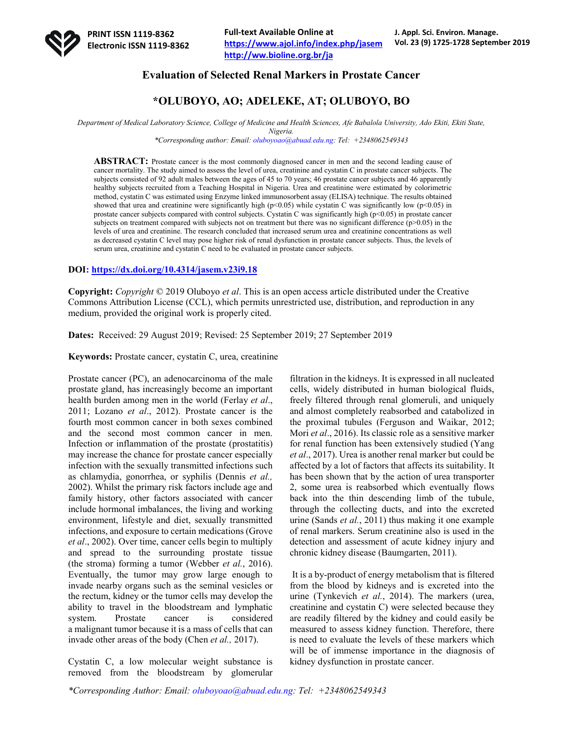# Evaluation of Selected Renal Markers in Prostate Cancer

## *OLUBOYO, AO; ADELEKE, AT; OLUBOYO, BO

*Department of Medical Laboratory Science, College of Medicine and Health Sciences, Afe Babalola University, Ado Ekiti, Ekiti State, Nigeria.*

*\*Corresponding author: Email: oluboyoao@abuad.edu.ng: Tel: +2348062549343*

**ABSTRACT:** Prostate cancer is the most commonly diagnosed cancer in men and the second leading cause of cancer mortality. The study aimed to assess the level of urea, creatinine and cystatin C in prostate cancer subjects. The subjects consisted of 92 adult males between the ages of 45 to 70 years; 46 prostate cancer subjects and 46 apparently healthy subjects recruited from a Teaching Hospital in Nigeria. Urea and creatinine were estimated by colorimetric method, cystatin C was estimated using Enzyme linked immunosorbent assay (ELISA) technique. The results obtained showed that urea and creatinine were significantly high ($p<0.05$) while cystatin C was significantly low ($p<0.05$) in prostate cancer subjects compared with control subjects. Cystatin C was significantly high ($p<0.05$) in prostate cancer subjects on treatment compared with subjects not on treatment but there was no significant difference ($p>0.05$) in the levels of urea and creatinine. The research concluded that increased serum urea and creatinine concentrations as well as decreased cystatin C level may pose higher risk of renal dysfunction in prostate cancer subjects. Thus, the levels of serum urea, creatinine and cystatin C need to be evaluated in prostate cancer subjects.

**DOI:** https://dx.doi.org/10.4314/jasem.v23i9.18

**Copyright:** *Copyright* © 2019 Oluboyo *et al*. This is an open access article distributed under the Creative Commons Attribution License (CCL), which permits unrestricted use, distribution, and reproduction in any medium, provided the original work is properly cited.

**Dates:** Received: 29 August 2019; Revised: 25 September 2019; 27 September 2019

**Keywords:** Prostate cancer, cystatin C, urea, creatinine

Prostate cancer (PC), an adenocarcinoma of the male prostate gland, has increasingly become an important health burden among men in the world (Ferlay *et al*., 2011; Lozano *et al*., 2012). Prostate cancer is the fourth most common cancer in both sexes combined and the second most common cancer in men. Infection or inflammation of the prostate (prostatitis) may increase the chance for prostate cancer especially infection with the sexually transmitted infections such as chlamydia, gonorrhea, or syphilis (Dennis *et al.,* 2002). Whilst the primary risk factors include age and family history, other factors associated with cancer include hormonal imbalances, the living and working environment, lifestyle and diet, sexually transmitted infections, and exposure to certain medications (Grove *et al*., 2002). Over time, cancer cells begin to multiply and spread to the surrounding prostate tissue (the stroma) forming a tumor (Webber *et al.*, 2016). Eventually, the tumor may grow large enough to invade nearby organs such as the seminal vesicles or the rectum, kidney or the tumor cells may develop the ability to travel in the bloodstream and lymphatic system. Prostate cancer is considered a malignant tumor because it is a mass of cells that can invade other areas of the body (Chen *et al.,* 2017).

Cystatin C, a low molecular weight substance is removed from the bloodstream by glomerular filtration in the kidneys. It is expressed in all nucleated cells, widely distributed in human biological fluids, freely filtered through renal glomeruli, and uniquely and almost completely reabsorbed and catabolized in the proximal tubules (Ferguson and Waikar, 2012; Mori *et al*., 2016). Its classic role as a sensitive marker for renal function has been extensively studied (Yang *et al*., 2017). Urea is another renal marker but could be affected by a lot of factors that affects its suitability. It has been shown that by the action of urea transporter 2, some urea is reabsorbed which eventually flows back into the thin descending limb of the tubule, through the collecting ducts, and into the excreted urine (Sands *et al.*, 2011) thus making it one example of renal markers. Serum creatinine also is used in the detection and assessment of acute kidney injury and chronic kidney disease (Baumgarten, 2011).

It is a by-product of energy metabolism that is filtered from the blood by kidneys and is excreted into the urine (Tynkevich *et al.*, 2014). The markers (urea, creatinine and cystatin C) were selected because they are readily filtered by the kidney and could easily be measured to assess kidney function. Therefore, there is need to evaluate the levels of these markers which will be of immense importance in the diagnosis of kidney dysfunction in prostate cancer.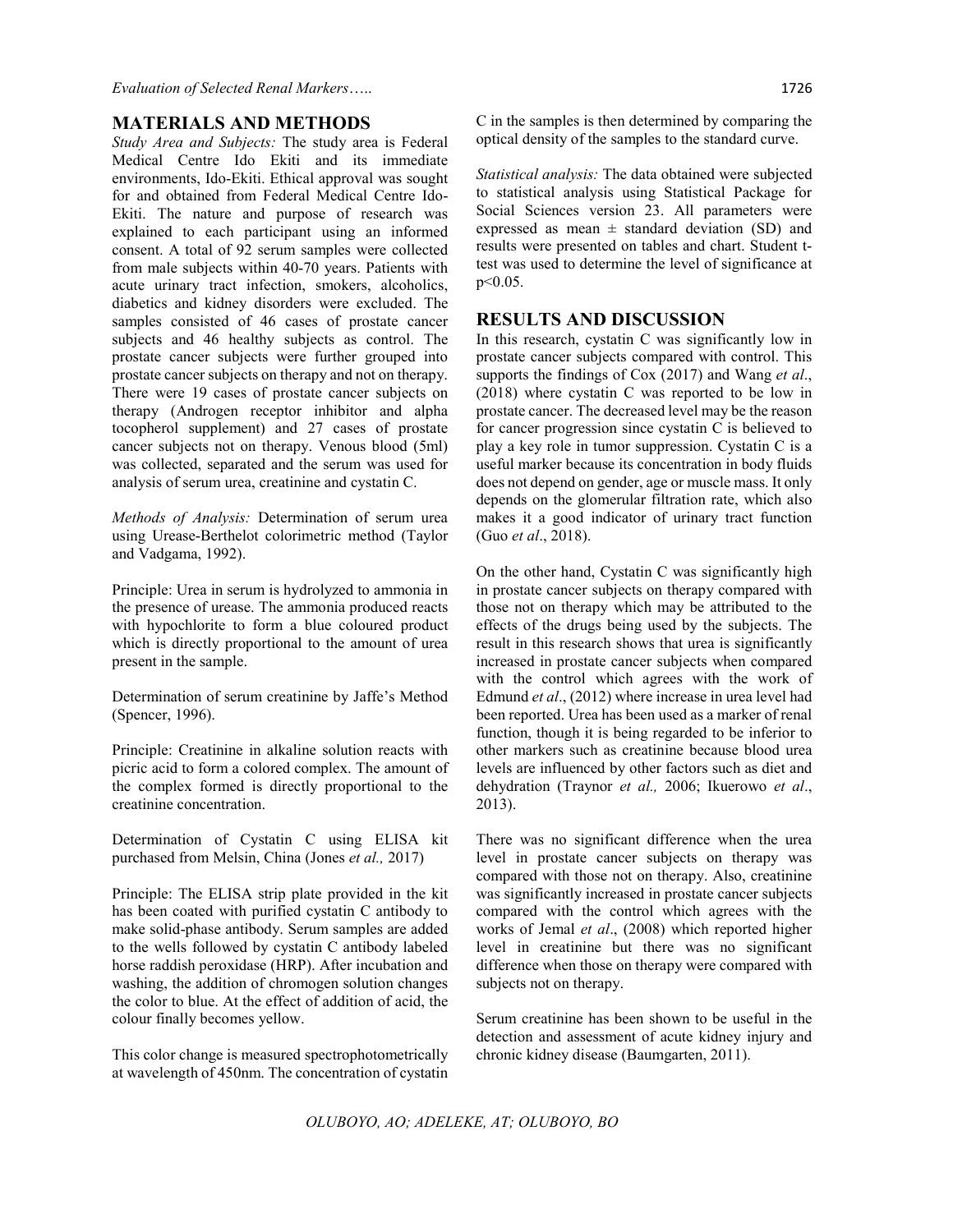## MATERIALS AND METHODS

*Study Area and Subjects:* The study area is Federal Medical Centre Ido Ekiti and its immediate environments, Ido-Ekiti. Ethical approval was sought for and obtained from Federal Medical Centre Ido-Ekiti. The nature and purpose of research was explained to each participant using an informed consent. A total of 92 serum samples were collected from male subjects within 40-70 years. Patients with acute urinary tract infection, smokers, alcoholics, diabetics and kidney disorders were excluded. The samples consisted of 46 cases of prostate cancer subjects and 46 healthy subjects as control. The prostate cancer subjects were further grouped into prostate cancer subjects on therapy and not on therapy. There were 19 cases of prostate cancer subjects on therapy (Androgen receptor inhibitor and alpha tocopherol supplement) and 27 cases of prostate cancer subjects not on therapy. Venous blood (5ml) was collected, separated and the serum was used for analysis of serum urea, creatinine and cystatin C.

*Methods of Analysis:* Determination of serum urea using Urease-Berthelot colorimetric method (Taylor and Vadgama, 1992).

Principle: Urea in serum is hydrolyzed to ammonia in the presence of urease. The ammonia produced reacts with hypochlorite to form a blue coloured product which is directly proportional to the amount of urea present in the sample.

Determination of serum creatinine by Jaffe's Method (Spencer, 1996).

Principle: Creatinine in alkaline solution reacts with picric acid to form a colored complex. The amount of the complex formed is directly proportional to the creatinine concentration.

Determination of Cystatin C using ELISA kit purchased from Melsin, China (Jones *et al.,* 2017)

Principle: The ELISA strip plate provided in the kit has been coated with purified cystatin C antibody to make solid-phase antibody. Serum samples are added to the wells followed by cystatin C antibody labeled horse raddish peroxidase (HRP). After incubation and washing, the addition of chromogen solution changes the color to blue. At the effect of addition of acid, the colour finally becomes yellow.

This color change is measured spectrophotometrically at wavelength of 450nm. The concentration of cystatin C in the samples is then determined by comparing the optical density of the samples to the standard curve.

*Statistical analysis:* The data obtained were subjected to statistical analysis using Statistical Package for Social Sciences version 23. All parameters were expressed as mean ± standard deviation (SD) and results were presented on tables and chart. Student t-test was used to determine the level of significance at $p<0.05$.

## RESULTS AND DISCUSSION

In this research, cystatin C was significantly low in prostate cancer subjects compared with control. This supports the findings of Cox (2017) and Wang *et al*., (2018) where cystatin C was reported to be low in prostate cancer. The decreased level may be the reason for cancer progression since cystatin C is believed to play a key role in tumor suppression. Cystatin C is a useful marker because its concentration in body fluids does not depend on gender, age or muscle mass. It only depends on the glomerular filtration rate, which also makes it a good indicator of urinary tract function (Guo *et al*., 2018).

On the other hand, Cystatin C was significantly high in prostate cancer subjects on therapy compared with those not on therapy which may be attributed to the effects of the drugs being used by the subjects. The result in this research shows that urea is significantly increased in prostate cancer subjects when compared with the control which agrees with the work of Edmund *et al*., (2012) where increase in urea level had been reported. Urea has been used as a marker of renal function, though it is being regarded to be inferior to other markers such as creatinine because blood urea levels are influenced by other factors such as diet and dehydration (Traynor *et al.,* 2006; Ikuerowo *et al*., 2013).

There was no significant difference when the urea level in prostate cancer subjects on therapy was compared with those not on therapy. Also, creatinine was significantly increased in prostate cancer subjects compared with the control which agrees with the works of Jemal *et al*., (2008) which reported higher level in creatinine but there was no significant difference when those on therapy were compared with subjects not on therapy.

Serum creatinine has been shown to be useful in the detection and assessment of acute kidney injury and chronic kidney disease (Baumgarten, 2011).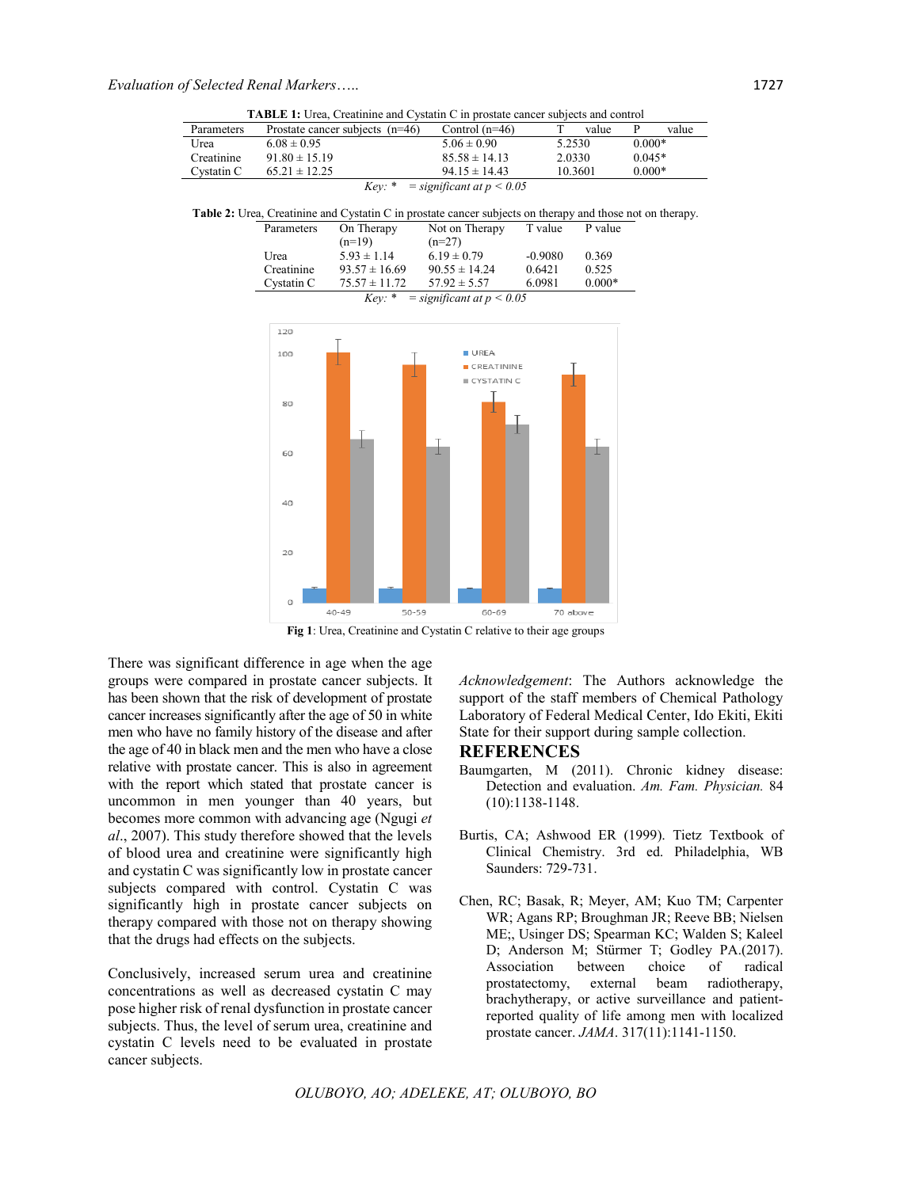**TABLE 1:** Urea, Creatinine and Cystatin C in prostate cancer subjects and control

| Parameters | Prostate cancer subjects (n=46) | Control (n=46) | T value | P value |
|---|---|---|---|---|
| Urea | 6.08 ± 0.95 | 5.06 ± 0.90 | 5.2530 | 0.000* |
| Creatinine | 91.80 ± 15.19 | 85.58 ± 14.13 | 2.0330 | 0.045* |
| Cystatin C | 65.21 ± 12.25 | 94.15 ± 14.43 | 10.3601 | 0.000* |

*Key: * = significant at p < 0.05*

**Table 2:** Urea, Creatinine and Cystatin C in prostate cancer subjects on therapy and those not on therapy.

| Parameters | On Therapy (n=19) | Not on Therapy (n=27) | T value | P value |
|---|---|---|---|---|
| Urea | 5.93 ± 1.14 | 6.19 ± 0.79 | -0.9080 | 0.369 |
| Creatinine | 93.57 ± 16.69 | 90.55 ± 14.24 | 0.6421 | 0.525 |
| Cystatin C | 75.57 ± 11.72 | 57.92 ± 5.57 | 6.0981 | 0.000* |

*Key: * = significant at p < 0.05*

**Fig 1**: Urea, Creatinine and Cystatin C relative to their age groups

There was significant difference in age when the age groups were compared in prostate cancer subjects. It has been shown that the risk of development of prostate cancer increases significantly after the age of 50 in white men who have no family history of the disease and after the age of 40 in black men and the men who have a close relative with prostate cancer. This is also in agreement with the report which stated that prostate cancer is uncommon in men younger than 40 years, but becomes more common with advancing age (Ngugi *et al*., 2007). This study therefore showed that the levels of blood urea and creatinine were significantly high and cystatin C was significantly low in prostate cancer subjects compared with control. Cystatin C was significantly high in prostate cancer subjects on therapy compared with those not on therapy showing that the drugs had effects on the subjects.

Conclusively, increased serum urea and creatinine concentrations as well as decreased cystatin C may pose higher risk of renal dysfunction in prostate cancer subjects. Thus, the level of serum urea, creatinine and cystatin C levels need to be evaluated in prostate cancer subjects.

*Acknowledgement*: The Authors acknowledge the support of the staff members of Chemical Pathology Laboratory of Federal Medical Center, Ido Ekiti, Ekiti State for their support during sample collection.

## REFERENCES

Baumgarten, M (2011). Chronic kidney disease: Detection and evaluation. *Am. Fam. Physician.* 84 (10):1138-1148.

Burtis, CA; Ashwood ER (1999). Tietz Textbook of Clinical Chemistry. 3rd ed. Philadelphia, WB Saunders: 729-731.

Chen, RC; Basak, R; Meyer, AM; Kuo TM; Carpenter WR; Agans RP; Broughman JR; Reeve BB; Nielsen ME;, Usinger DS; Spearman KC; Walden S; Kaleel D; Anderson M; Stürmer T; Godley PA.(2017). Association between choice of radical prostatectomy, external beam radiotherapy, brachytherapy, or active surveillance and patient-reported quality of life among men with localized prostate cancer. *JAMA*. 317(11):1141-1150.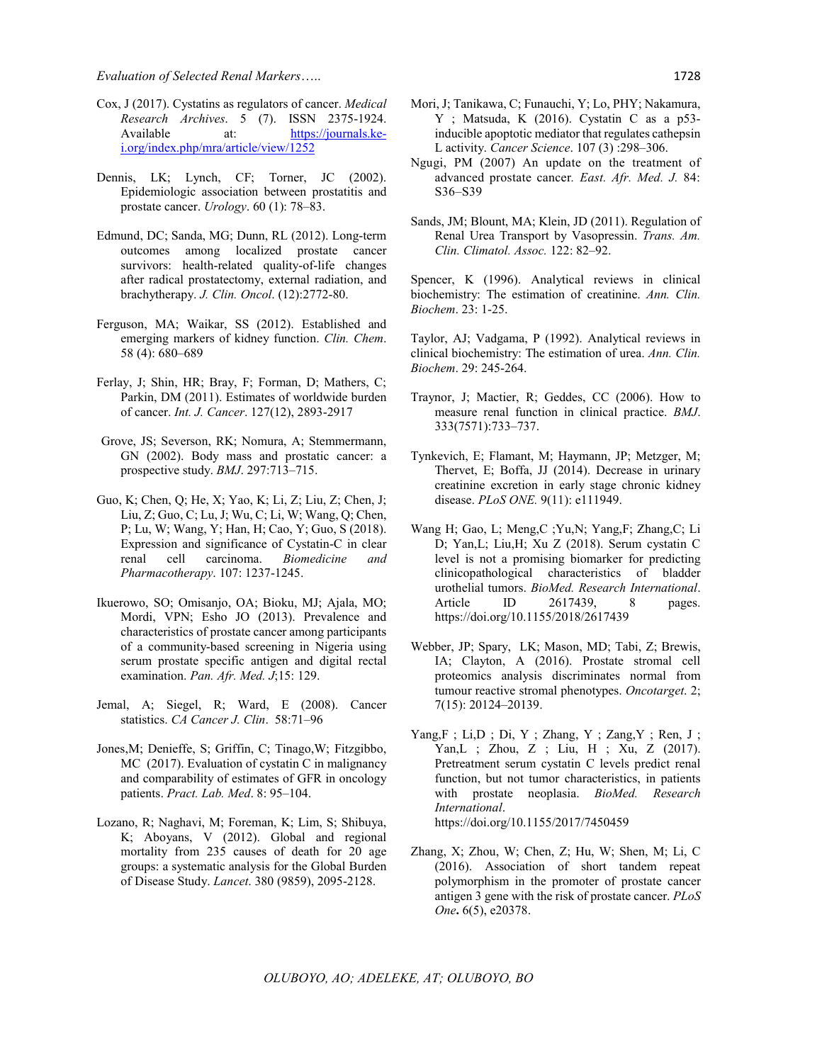Cox, J (2017). Cystatins as regulators of cancer. *Medical Research Archives*. 5 (7). ISSN 2375-1924. Available at: https://journals.ke-i.org/index.php/mra/article/view/1252

Dennis, LK; Lynch, CF; Torner, JC (2002). Epidemiologic association between prostatitis and prostate cancer. *Urology*. 60 (1): 78–83.

Edmund, DC; Sanda, MG; Dunn, RL (2012). Long-term outcomes among localized prostate cancer survivors: health-related quality-of-life changes after radical prostatectomy, external radiation, and brachytherapy. *J. Clin. Oncol*. (12):2772-80.

Ferguson, MA; Waikar, SS (2012). Established and emerging markers of kidney function. *Clin. Chem*. 58 (4): 680–689

Ferlay, J; Shin, HR; Bray, F; Forman, D; Mathers, C; Parkin, DM (2011). Estimates of worldwide burden of cancer. *Int. J. Cancer*. 127(12), 2893-2917

Grove, JS; Severson, RK; Nomura, A; Stemmermann, GN (2002). Body mass and prostatic cancer: a prospective study. *BMJ*. 297:713–715.

Guo, K; Chen, Q; He, X; Yao, K; Li, Z; Liu, Z; Chen, J; Liu, Z; Guo, C; Lu, J; Wu, C; Li, W; Wang, Q; Chen, P; Lu, W; Wang, Y; Han, H; Cao, Y; Guo, S (2018). Expression and significance of Cystatin-C in clear renal cell carcinoma. *Biomedicine and Pharmacotherapy*. 107: 1237-1245.

Ikuerowo, SO; Omisanjo, OA; Bioku, MJ; Ajala, MO; Mordi, VPN; Esho JO (2013). Prevalence and characteristics of prostate cancer among participants of a community-based screening in Nigeria using serum prostate specific antigen and digital rectal examination. *Pan. Afr. Med. J*;15: 129.

Jemal, A; Siegel, R; Ward, E (2008). Cancer statistics. *CA Cancer J. Clin*. 58:71–96

Jones,M; Denieffe, S; Griffin, C; Tinago,W; Fitzgibbo, MC (2017). Evaluation of cystatin C in malignancy and comparability of estimates of GFR in oncology patients. *Pract. Lab. Med*. 8: 95–104.

Lozano, R; Naghavi, M; Foreman, K; Lim, S; Shibuya, K; Aboyans, V (2012). Global and regional mortality from 235 causes of death for 20 age groups: a systematic analysis for the Global Burden of Disease Study. *Lancet*. 380 (9859), 2095-2128.

Mori, J; Tanikawa, C; Funauchi, Y; Lo, PHY; Nakamura, Y ; Matsuda, K (2016). Cystatin C as a p53-inducible apoptotic mediator that regulates cathepsin L activity. *Cancer Science*. 107 (3) :298–306.

Ngugi, PM (2007) An update on the treatment of advanced prostate cancer. *East. Afr. Med. J.* 84: S36–S39

Sands, JM; Blount, MA; Klein, JD (2011). Regulation of Renal Urea Transport by Vasopressin. *Trans. Am. Clin. Climatol. Assoc.* 122: 82–92.

Spencer, K (1996). Analytical reviews in clinical biochemistry: The estimation of creatinine. *Ann. Clin. Biochem*. 23: 1-25.

Taylor, AJ; Vadgama, P (1992). Analytical reviews in clinical biochemistry: The estimation of urea. *Ann. Clin. Biochem*. 29: 245-264.

Traynor, J; Mactier, R; Geddes, CC (2006). How to measure renal function in clinical practice. *BMJ*. 333(7571):733–737.

Tynkevich, E; Flamant, M; Haymann, JP; Metzger, M; Thervet, E; Boffa, JJ (2014). Decrease in urinary creatinine excretion in early stage chronic kidney disease. *PLoS ONE.* 9(11): e111949.

Wang H; Gao, L; Meng,C ;Yu,N; Yang,F; Zhang,C; Li D; Yan,L; Liu,H; Xu Z (2018). Serum cystatin C level is not a promising biomarker for predicting clinicopathological characteristics of bladder urothelial tumors. *BioMed. Research International*. Article ID 2617439, 8 pages. https://doi.org/10.1155/2018/2617439

Webber, JP; Spary, LK; Mason, MD; Tabi, Z; Brewis, IA; Clayton, A (2016). Prostate stromal cell proteomics analysis discriminates normal from tumour reactive stromal phenotypes. *Oncotarget*. 2; 7(15): 20124–20139.

Yang,F ; Li,D ; Di, Y ; Zhang, Y ; Zang,Y ; Ren, J ; Yan,L ; Zhou, Z ; Liu, H ; Xu, Z (2017). Pretreatment serum cystatin C levels predict renal function, but not tumor characteristics, in patients with prostate neoplasia. *BioMed. Research International*. https://doi.org/10.1155/2017/7450459

Zhang, X; Zhou, W; Chen, Z; Hu, W; Shen, M; Li, C (2016). Association of short tandem repeat polymorphism in the promoter of prostate cancer antigen 3 gene with the risk of prostate cancer. *PLoS One***.** 6(5), e20378.